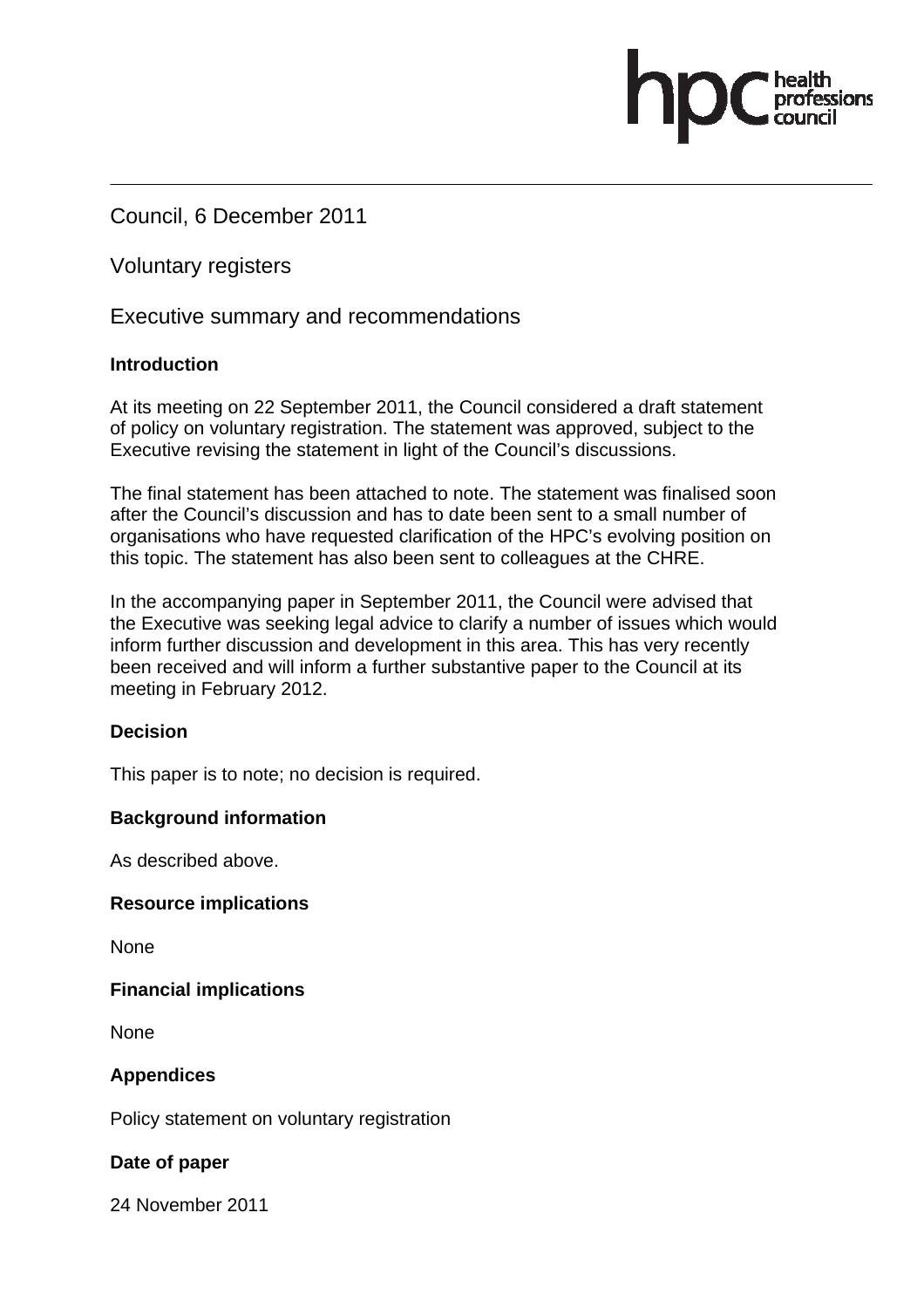Council, 6 December 2011

Voluntary registers

Executive summary and recommendations

**Introduction**

At its meeting on 22 September 2011, the Council considered a draft statement of policy on voluntary registration. The statement was approved, subject to the Executive revising the statement in light of the Council's discussions.

The final statement has been attached to note. The statement was finalised soon after the Council's discussion and has to date been sent to a small number of organisations who have requested clarification of the HPC's evolving position on this topic. The statement has also been sent to colleagues at the CHRE.

In the accompanying paper in September 2011, the Council were advised that the Executive was seeking legal advice to clarify a number of issues which would inform further discussion and development in this area. This has very recently been received and will inform a further substantive paper to the Council at its meeting in February 2012.

**Decision**

This paper is to note; no decision is required.

**Background information**

As described above.

**Resource implications**

None

**Financial implications**

None

**Appendices**

Policy statement on voluntary registration

**Date of paper**

24 November 2011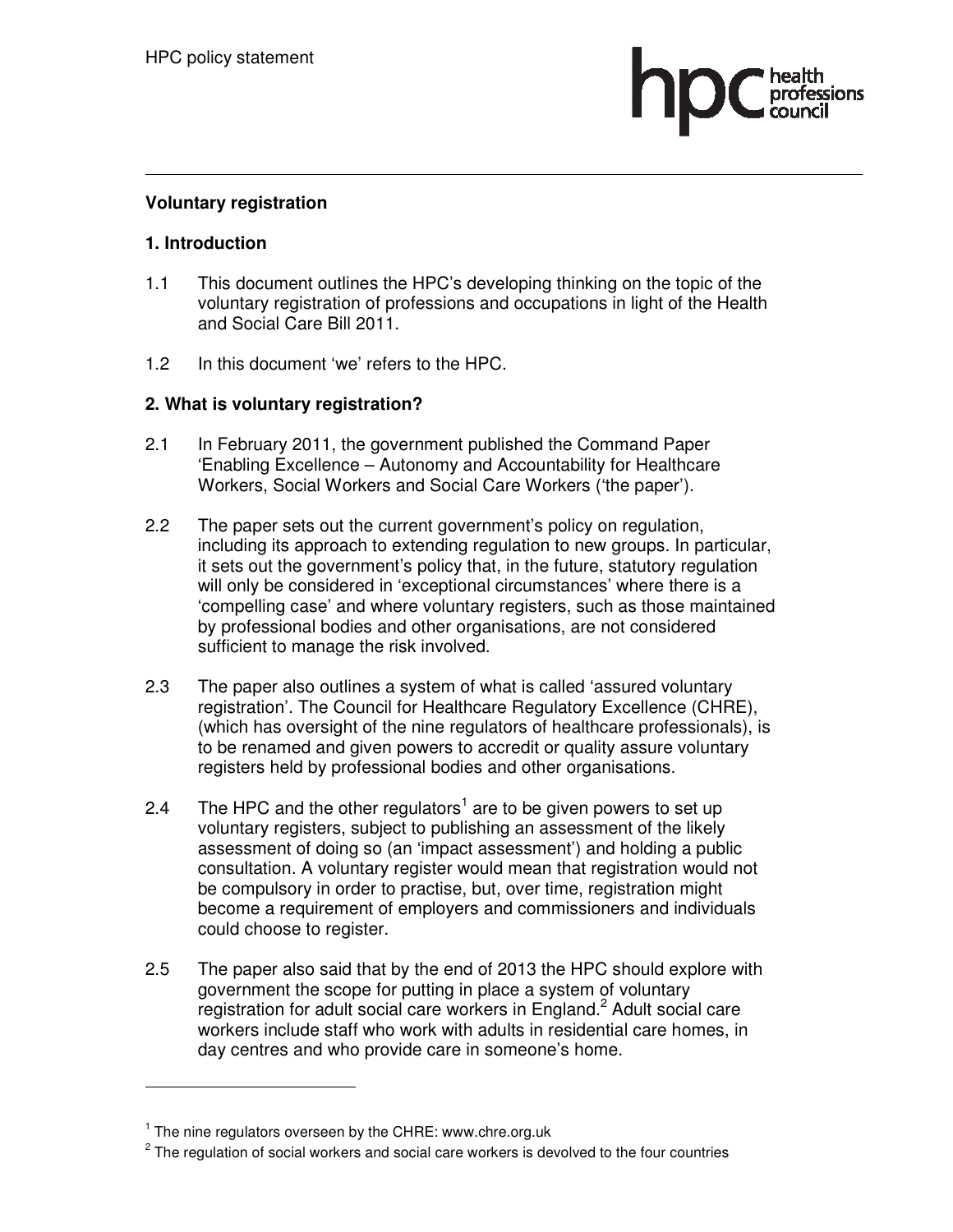**Voluntary registration**

## 1. Introduction

1.1 This document outlines the HPC's developing thinking on the topic of the voluntary registration of professions and occupations in light of the Health and Social Care Bill 2011.

1.2 In this document 'we' refers to the HPC.

## 2. What is voluntary registration?

2.1 In February 2011, the government published the Command Paper 'Enabling Excellence – Autonomy and Accountability for Healthcare Workers, Social Workers and Social Care Workers ('the paper').

2.2 The paper sets out the current government's policy on regulation, including its approach to extending regulation to new groups. In particular, it sets out the government's policy that, in the future, statutory regulation will only be considered in 'exceptional circumstances' where there is a 'compelling case' and where voluntary registers, such as those maintained by professional bodies and other organisations, are not considered sufficient to manage the risk involved.

2.3 The paper also outlines a system of what is called 'assured voluntary registration'. The Council for Healthcare Regulatory Excellence (CHRE), (which has oversight of the nine regulators of healthcare professionals), is to be renamed and given powers to accredit or quality assure voluntary registers held by professional bodies and other organisations.

2.4 The HPC and the other regulators[1] are to be given powers to set up voluntary registers, subject to publishing an assessment of the likely assessment of doing so (an 'impact assessment') and holding a public consultation. A voluntary register would mean that registration would not be compulsory in order to practise, but, over time, registration might become a requirement of employers and commissioners and individuals could choose to register.

2.5 The paper also said that by the end of 2013 the HPC should explore with government the scope for putting in place a system of voluntary registration for adult social care workers in England.[2] Adult social care workers include staff who work with adults in residential care homes, in day centres and who provide care in someone's home.

---

[1] The nine regulators overseen by the CHRE: www.chre.org.uk

[2] The regulation of social workers and social care workers is devolved to the four countries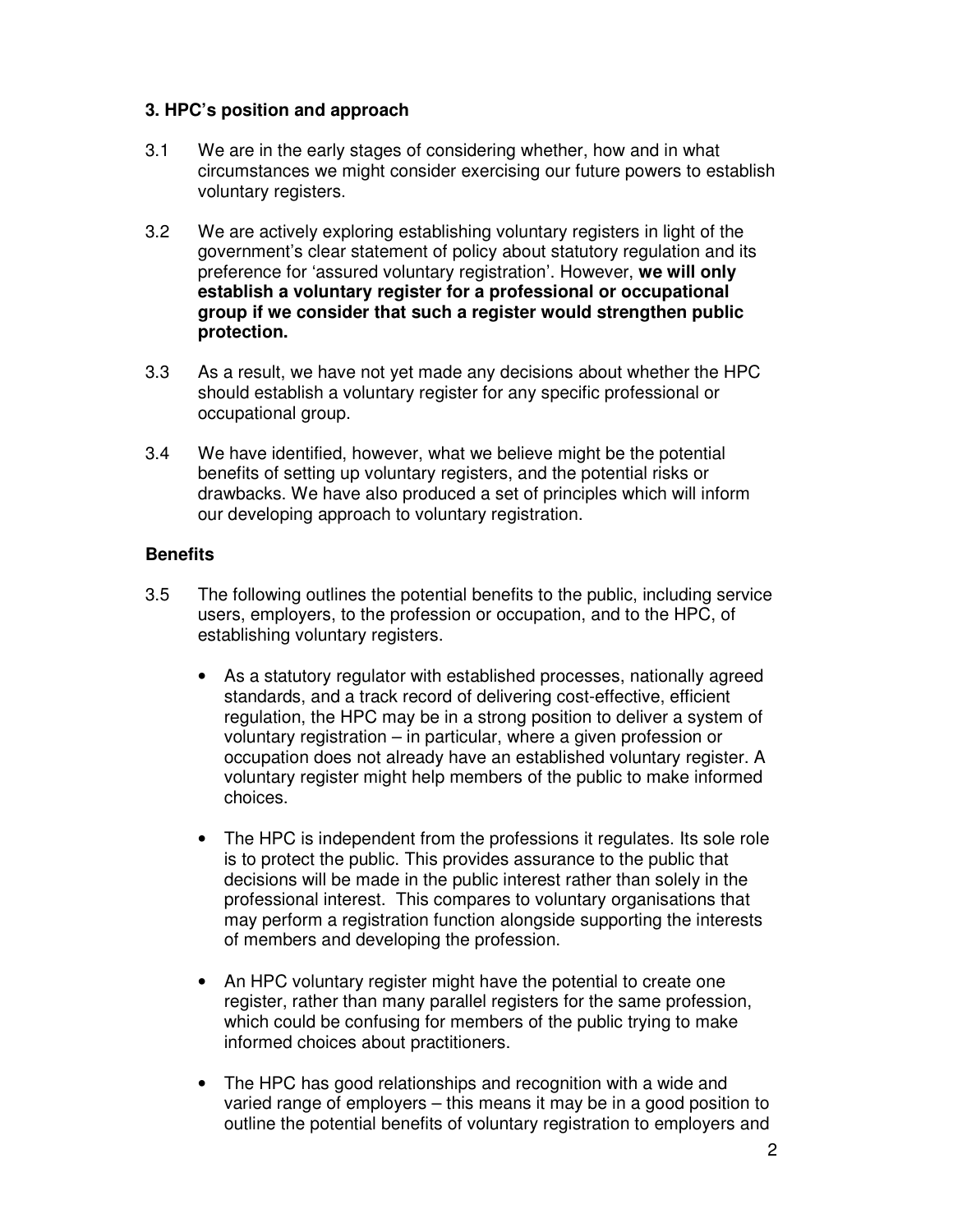### 3. HPC's position and approach

3.1 We are in the early stages of considering whether, how and in what circumstances we might consider exercising our future powers to establish voluntary registers.

3.2 We are actively exploring establishing voluntary registers in light of the government's clear statement of policy about statutory regulation and its preference for 'assured voluntary registration'. However, **we will only establish a voluntary register for a professional or occupational group if we consider that such a register would strengthen public protection.**

3.3 As a result, we have not yet made any decisions about whether the HPC should establish a voluntary register for any specific professional or occupational group.

3.4 We have identified, however, what we believe might be the potential benefits of setting up voluntary registers, and the potential risks or drawbacks. We have also produced a set of principles which will inform our developing approach to voluntary registration.

**Benefits**

3.5 The following outlines the potential benefits to the public, including service users, employers, to the profession or occupation, and to the HPC, of establishing voluntary registers.

- As a statutory regulator with established processes, nationally agreed standards, and a track record of delivering cost-effective, efficient regulation, the HPC may be in a strong position to deliver a system of voluntary registration – in particular, where a given profession or occupation does not already have an established voluntary register. A voluntary register might help members of the public to make informed choices.

- The HPC is independent from the professions it regulates. Its sole role is to protect the public. This provides assurance to the public that decisions will be made in the public interest rather than solely in the professional interest. This compares to voluntary organisations that may perform a registration function alongside supporting the interests of members and developing the profession.

- An HPC voluntary register might have the potential to create one register, rather than many parallel registers for the same profession, which could be confusing for members of the public trying to make informed choices about practitioners.

- The HPC has good relationships and recognition with a wide and varied range of employers – this means it may be in a good position to outline the potential benefits of voluntary registration to employers and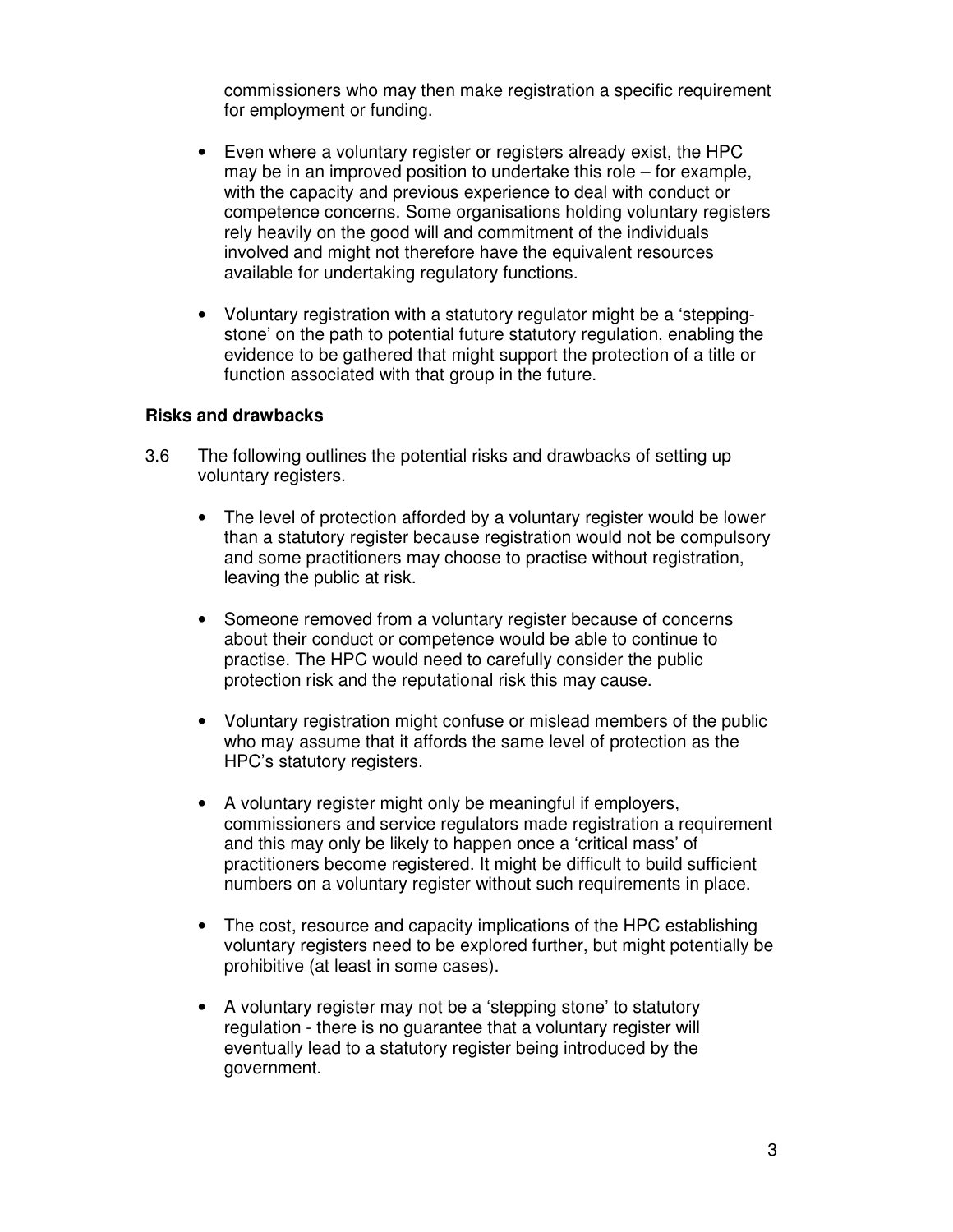commissioners who may then make registration a specific requirement for employment or funding.

- Even where a voluntary register or registers already exist, the HPC may be in an improved position to undertake this role – for example, with the capacity and previous experience to deal with conduct or competence concerns. Some organisations holding voluntary registers rely heavily on the good will and commitment of the individuals involved and might not therefore have the equivalent resources available for undertaking regulatory functions.

- Voluntary registration with a statutory regulator might be a 'stepping-stone' on the path to potential future statutory regulation, enabling the evidence to be gathered that might support the protection of a title or function associated with that group in the future.

**Risks and drawbacks**

3.6 The following outlines the potential risks and drawbacks of setting up voluntary registers.

- The level of protection afforded by a voluntary register would be lower than a statutory register because registration would not be compulsory and some practitioners may choose to practise without registration, leaving the public at risk.

- Someone removed from a voluntary register because of concerns about their conduct or competence would be able to continue to practise. The HPC would need to carefully consider the public protection risk and the reputational risk this may cause.

- Voluntary registration might confuse or mislead members of the public who may assume that it affords the same level of protection as the HPC's statutory registers.

- A voluntary register might only be meaningful if employers, commissioners and service regulators made registration a requirement and this may only be likely to happen once a 'critical mass' of practitioners become registered. It might be difficult to build sufficient numbers on a voluntary register without such requirements in place.

- The cost, resource and capacity implications of the HPC establishing voluntary registers need to be explored further, but might potentially be prohibitive (at least in some cases).

- A voluntary register may not be a 'stepping stone' to statutory regulation - there is no guarantee that a voluntary register will eventually lead to a statutory register being introduced by the government.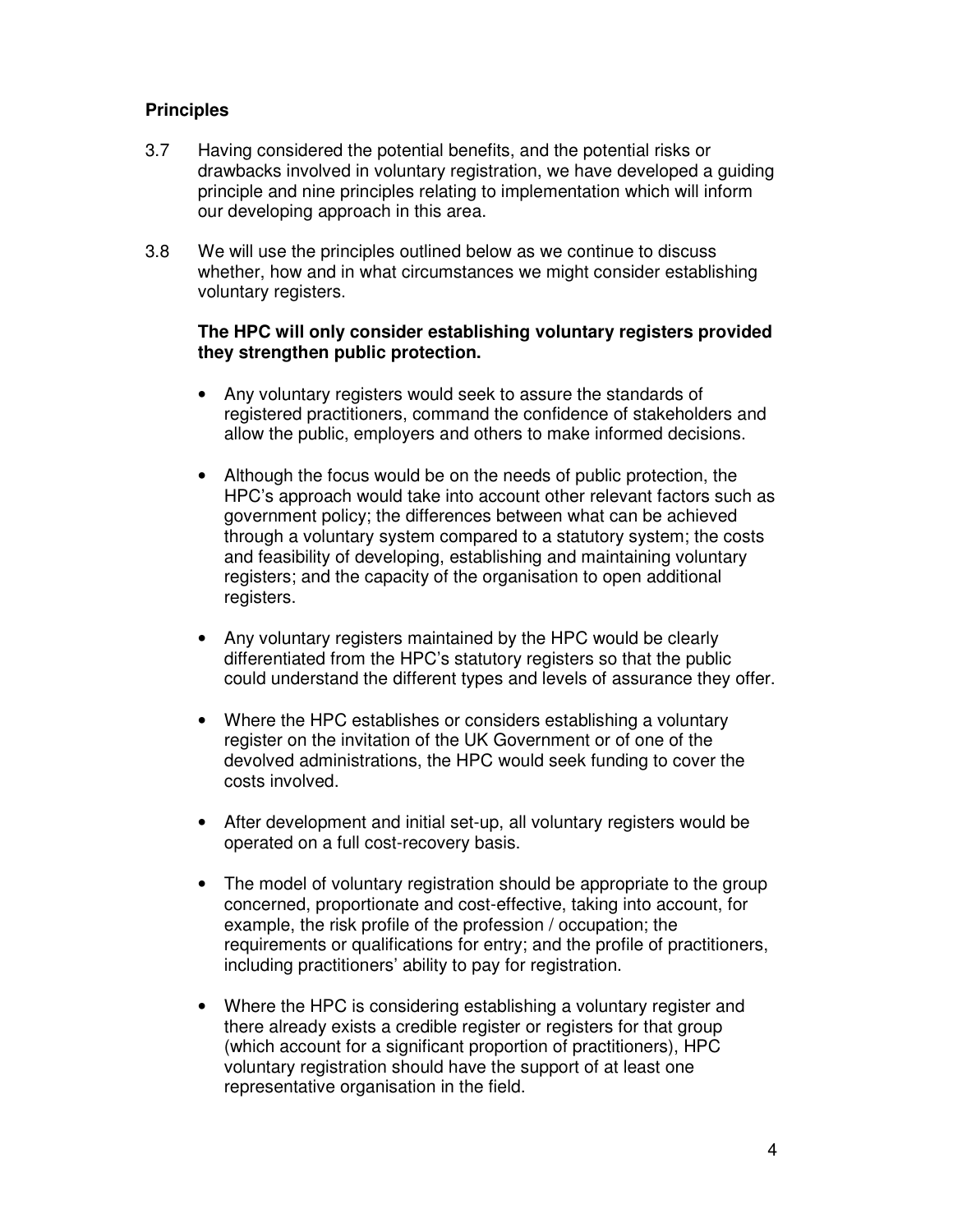## Principles

3.7 Having considered the potential benefits, and the potential risks or drawbacks involved in voluntary registration, we have developed a guiding principle and nine principles relating to implementation which will inform our developing approach in this area.

3.8 We will use the principles outlined below as we continue to discuss whether, how and in what circumstances we might consider establishing voluntary registers.

**The HPC will only consider establishing voluntary registers provided they strengthen public protection.**

- Any voluntary registers would seek to assure the standards of registered practitioners, command the confidence of stakeholders and allow the public, employers and others to make informed decisions.

- Although the focus would be on the needs of public protection, the HPC's approach would take into account other relevant factors such as government policy; the differences between what can be achieved through a voluntary system compared to a statutory system; the costs and feasibility of developing, establishing and maintaining voluntary registers; and the capacity of the organisation to open additional registers.

- Any voluntary registers maintained by the HPC would be clearly differentiated from the HPC's statutory registers so that the public could understand the different types and levels of assurance they offer.

- Where the HPC establishes or considers establishing a voluntary register on the invitation of the UK Government or of one of the devolved administrations, the HPC would seek funding to cover the costs involved.

- After development and initial set-up, all voluntary registers would be operated on a full cost-recovery basis.

- The model of voluntary registration should be appropriate to the group concerned, proportionate and cost-effective, taking into account, for example, the risk profile of the profession / occupation; the requirements or qualifications for entry; and the profile of practitioners, including practitioners' ability to pay for registration.

- Where the HPC is considering establishing a voluntary register and there already exists a credible register or registers for that group (which account for a significant proportion of practitioners), HPC voluntary registration should have the support of at least one representative organisation in the field.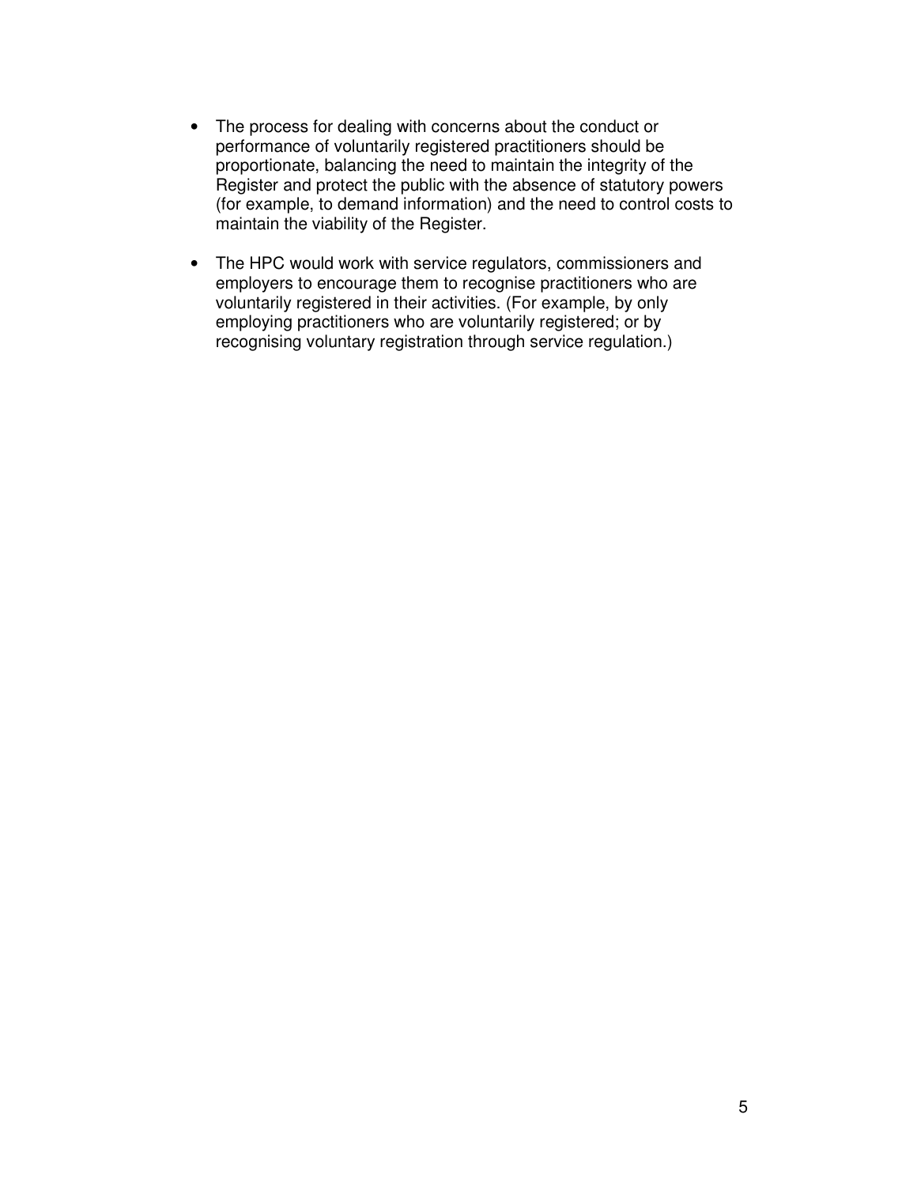- The process for dealing with concerns about the conduct or performance of voluntarily registered practitioners should be proportionate, balancing the need to maintain the integrity of the Register and protect the public with the absence of statutory powers (for example, to demand information) and the need to control costs to maintain the viability of the Register.

- The HPC would work with service regulators, commissioners and employers to encourage them to recognise practitioners who are voluntarily registered in their activities. (For example, by only employing practitioners who are voluntarily registered; or by recognising voluntary registration through service regulation.)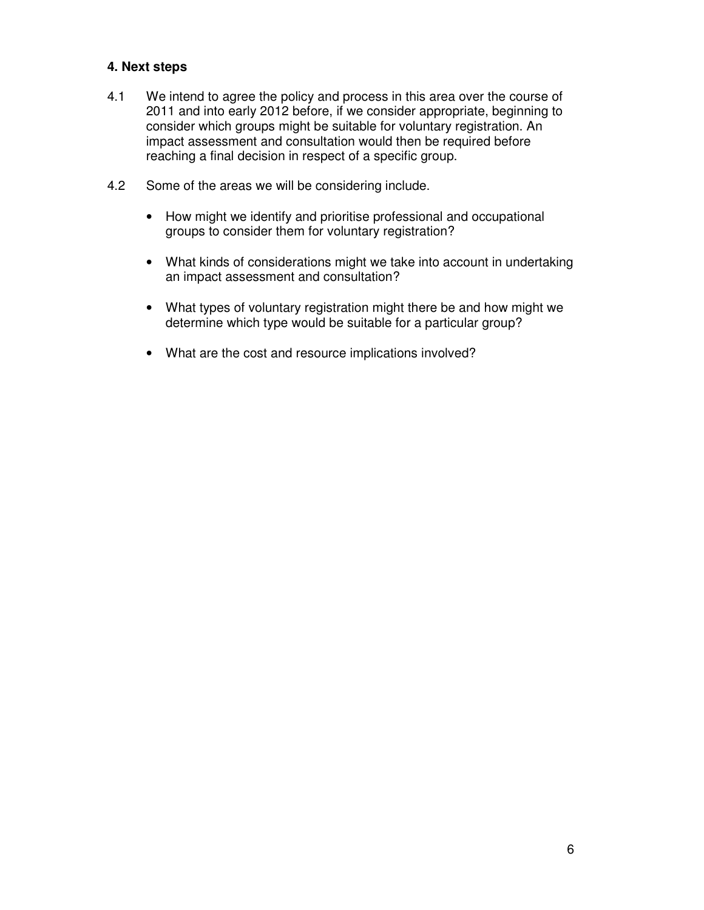## 4. Next steps

4.1 We intend to agree the policy and process in this area over the course of 2011 and into early 2012 before, if we consider appropriate, beginning to consider which groups might be suitable for voluntary registration. An impact assessment and consultation would then be required before reaching a final decision in respect of a specific group.

4.2 Some of the areas we will be considering include.

- How might we identify and prioritise professional and occupational groups to consider them for voluntary registration?
- What kinds of considerations might we take into account in undertaking an impact assessment and consultation?
- What types of voluntary registration might there be and how might we determine which type would be suitable for a particular group?
- What are the cost and resource implications involved?